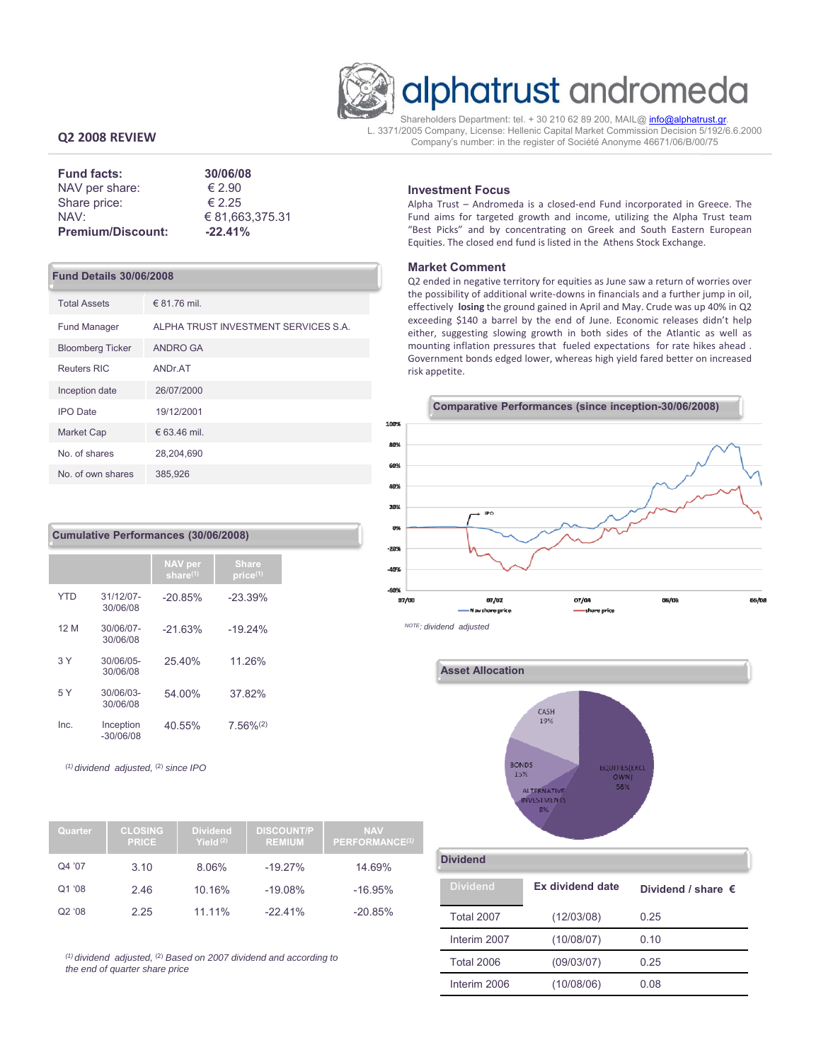# alphatrust andromeda

Shareholders Department: tel. + 30 210 62 89 200, MAIL@ info@alphatrust.gr.
L. 3371/2005 Company, License: Hellenic Capital Market Commission Decision 5/192/6.6.2000
Company's number: in the register of Société Anonyme 46671/06/B/00/75

## Q2 2008 REVIEW

| **Fund facts:** | **30/06/08** |
|---|---|
| NAV per share: | € 2.90 |
| Share price: | € 2.25 |
| NAV: | € 81,663,375.31 |
| **Premium/Discount:** | **-22.41%** |

### Fund Details 30/06/2008

| | |
|---|---|
| Total Assets | € 81.76 mil. |
| Fund Manager | ALPHA TRUST INVESTMENT SERVICES S.A. |
| Bloomberg Ticker | ANDRO GA |
| Reuters RIC | ANDr.AT |
| Inception date | 26/07/2000 |
| IPO Date | 19/12/2001 |
| Market Cap | € 63.46 mil. |
| No. of shares | 28,204,690 |
| No. of own shares | 385,926 |

### Cumulative Performances (30/06/2008)

| | | NAV per share[1] | Share price[1] |
|---|---|---|---|
| YTD | 31/12/07-30/06/08 | -20.85% | -23.39% |
| 12 M | 30/06/07-30/06/08 | -21.63% | -19.24% |
| 3 Y | 30/06/05-30/06/08 | 25.40% | 11.26% |
| 5 Y | 30/06/03-30/06/08 | 54.00% | 37.82% |
| Inc. | Inception -30/06/08 | 40.55% | 7.56%[2] |

*[1] dividend adjusted, [2] since IPO*

| Quarter | CLOSING PRICE | Dividend Yield[2] | DISCOUNT/PREMIUM | NAV PERFORMANCE[1] |
|---|---|---|---|---|
| Q4 '07 | 3.10 | 8.06% | -19.27% | 14.69% |
| Q1 '08 | 2.46 | 10.16% | -19.08% | -16.95% |
| Q2 '08 | 2.25 | 11.11% | -22.41% | -20.85% |

*[1] dividend adjusted, [2] Based on 2007 dividend and according to the end of quarter share price*

### Investment Focus

Alpha Trust – Andromeda is a closed-end Fund incorporated in Greece. The Fund aims for targeted growth and income, utilizing the Alpha Trust team "Best Picks" and by concentrating on Greek and South Eastern European Equities. The closed end fund is listed in the Athens Stock Exchange.

### Market Comment

Q2 ended in negative territory for equities as June saw a return of worries over the possibility of additional write-downs in financials and a further jump in oil, effectively **losing** the ground gained in April and May. Crude was up 40% in Q2 exceeding $140 a barrel by the end of June. Economic releases didn't help either, suggesting slowing growth in both sides of the Atlantic as well as mounting inflation pressures that fueled expectations for rate hikes ahead . Government bonds edged lower, whereas high yield fared better on increased risk appetite.

### Comparative Performances (since inception-30/06/2008)

*NOTE: dividend adjusted*

### Asset Allocation

- CASH 19%
- BONDS 15%
- ALTERNATIVE INVESTMENTS 8%
- EQUITIES (EXCL OWN) 58%

### Dividend

| Dividend | Ex dividend date | Dividend / share € |
|---|---|---|
| Total 2007 | (12/03/08) | 0.25 |
| Interim 2007 | (10/08/07) | 0.10 |
| Total 2006 | (09/03/07) | 0.25 |
| Interim 2006 | (10/08/06) | 0.08 |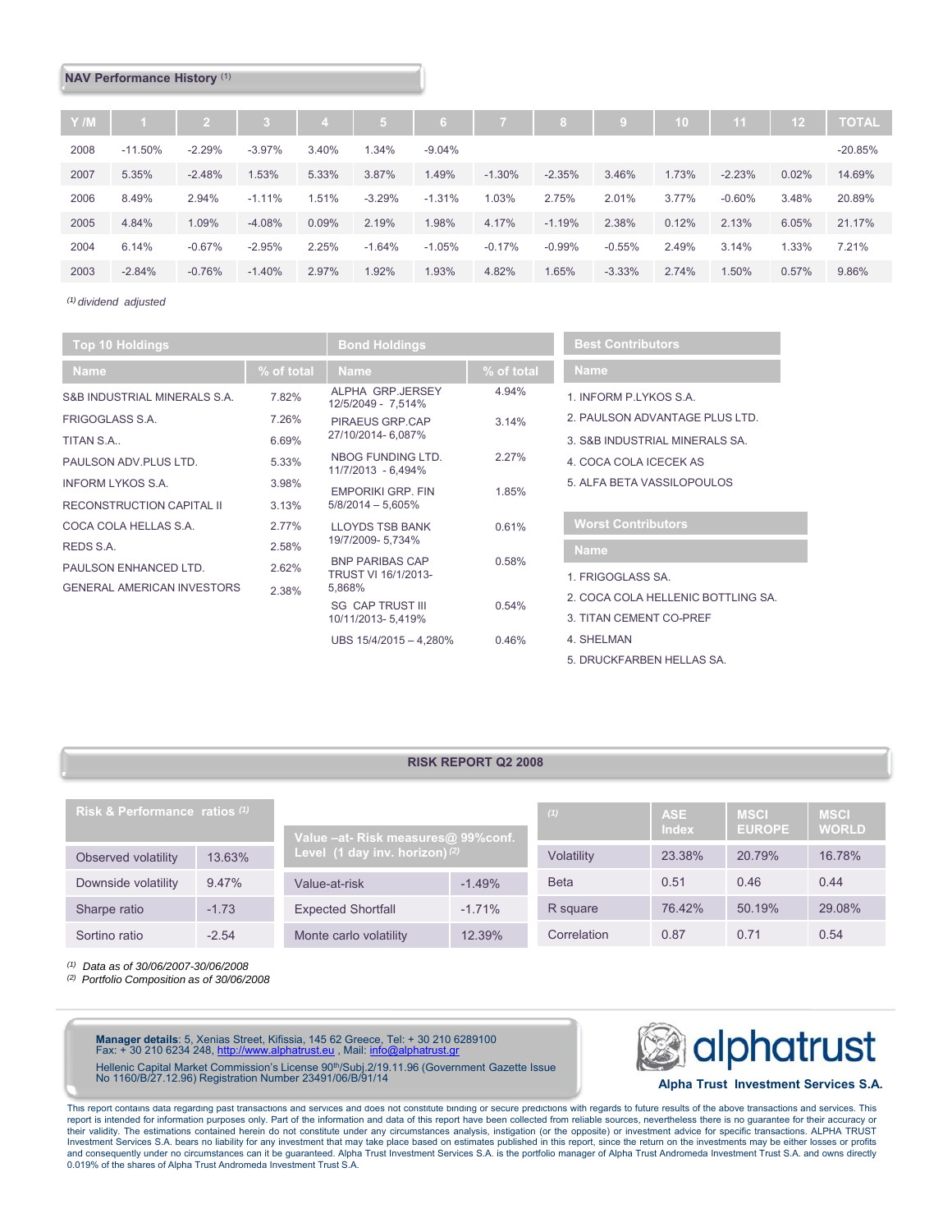## NAV Performance History [1]

| Y /M | 1 | 2 | 3 | 4 | 5 | 6 | 7 | 8 | 9 | 10 | 11 | 12 | TOTAL |
|---|---|---|---|---|---|---|---|---|---|---|---|---|---|
| 2008 | -11.50% | -2.29% | -3.97% | 3.40% | 1.34% | -9.04% | | | | | | | -20.85% |
| 2007 | 5.35% | -2.48% | 1.53% | 5.33% | 3.87% | 1.49% | -1.30% | -2.35% | 3.46% | 1.73% | -2.23% | 0.02% | 14.69% |
| 2006 | 8.49% | 2.94% | -1.11% | 1.51% | -3.29% | -1.31% | 1.03% | 2.75% | 2.01% | 3.77% | -0.60% | 3.48% | 20.89% |
| 2005 | 4.84% | 1.09% | -4.08% | 0.09% | 2.19% | 1.98% | 4.17% | -1.19% | 2.38% | 0.12% | 2.13% | 6.05% | 21.17% |
| 2004 | 6.14% | -0.67% | -2.95% | 2.25% | -1.64% | -1.05% | -0.17% | -0.99% | -0.55% | 2.49% | 3.14% | 1.33% | 7.21% |
| 2003 | -2.84% | -0.76% | -1.40% | 2.97% | 1.92% | 1.93% | 4.82% | 1.65% | -3.33% | 2.74% | 1.50% | 0.57% | 9.86% |

*[1] dividend adjusted*

### Top 10 Holdings

| Name | % of total |
|---|---|
| S&B INDUSTRIAL MINERALS S.A. | 7.82% |
| FRIGOGLASS S.A. | 7.26% |
| TITAN S.A.. | 6.69% |
| PAULSON ADV.PLUS LTD. | 5.33% |
| INFORM LYKOS S.A. | 3.98% |
| RECONSTRUCTION CAPITAL II | 3.13% |
| COCA COLA HELLAS S.A. | 2.77% |
| REDS S.A. | 2.58% |
| PAULSON ENHANCED LTD. | 2.62% |
| GENERAL AMERICAN INVESTORS | 2.38% |

### Bond Holdings

| Name | % of total |
|---|---|
| ALPHA GRP.JERSEY 12/5/2049 - 7,514% | 4.94% |
| PIRAEUS GRP.CAP 27/10/2014- 6,087% | 3.14% |
| NBOG FUNDING LTD. 11/7/2013 - 6,494% | 2.27% |
| EMPORIKI GRP. FIN 5/8/2014 – 5,605% | 1.85% |
| LLOYDS TSB BANK 19/7/2009- 5,734% | 0.61% |
| BNP PARIBAS CAP TRUST VI 16/1/2013- 5,868% | 0.58% |
| SG CAP TRUST III 10/11/2013- 5,419% | 0.54% |
| UBS 15/4/2015 – 4,280% | 0.46% |

### Best Contributors

**Name**

1. INFORM P.LYKOS S.A.
2. PAULSON ADVANTAGE PLUS LTD.
3. S&B INDUSTRIAL MINERALS SA.
4. COCA COLA ICECEK AS
5. ALFA BETA VASSILOPOULOS

### Worst Contributors

**Name**

1. FRIGOGLASS SA.
2. COCA COLA HELLENIC BOTTLING SA.
3. TITAN CEMENT CO-PREF
4. SHELMAN
5. DRUCKFARBEN HELLAS SA.

## RISK REPORT Q2 2008

| Risk & Performance ratios [1] | |
|---|---|
| Observed volatility | 13.63% |
| Downside volatility | 9.47% |
| Sharpe ratio | -1.73 |
| Sortino ratio | -2.54 |

| Value –at- Risk measures@ 99%conf. Level (1 day inv. horizon) [2] | |
|---|---|
| Value-at-risk | -1.49% |
| Expected Shortfall | -1.71% |
| Monte carlo volatility | 12.39% |

| [1] | ASE Index | MSCI EUROPE | MSCI WORLD |
|---|---|---|---|
| Volatility | 23.38% | 20.79% | 16.78% |
| Beta | 0.51 | 0.46 | 0.44 |
| R square | 76.42% | 50.19% | 29.08% |
| Correlation | 0.87 | 0.71 | 0.54 |

*[1] Data as of 30/06/2007-30/06/2008*
*[2] Portfolio Composition as of 30/06/2008*

**Manager details**: 5, Xenias Street, Kifissia, 145 62 Greece, Tel: + 30 210 6289100
Fax: + 30 210 6234 248, http://www.alphatrust.eu , Mail: info@alphatrust.gr

Hellenic Capital Market Commission's License 90th/Subj.2/19.11.96 (Government Gazette Issue No 1160/B/27.12.96) Registration Number 23491/06/B/91/14

alphatrust

**Alpha Trust Investment Services S.A.**

This report contains data regarding past transactions and services and does not constitute binding or secure predictions with regards to future results of the above transactions and services. This report is intended for information purposes only. Part of the information and data of this report have been collected from reliable sources, nevertheless there is no guarantee for their accuracy or their validity. The estimations contained herein do not constitute under any circumstances analysis, instigation (or the opposite) or investment advice for specific transactions. ALPHA TRUST Investment Services S.A. bears no liability for any investment that may take place based on estimates published in this report, since the return on the investments may be either losses or profits and consequently under no circumstances can it be guaranteed. Alpha Trust Investment Services S.A. is the portfolio manager of Alpha Trust Andromeda Investment Trust S.A. and owns directly 0.019% of the shares of Alpha Trust Andromeda Investment Trust S.A.